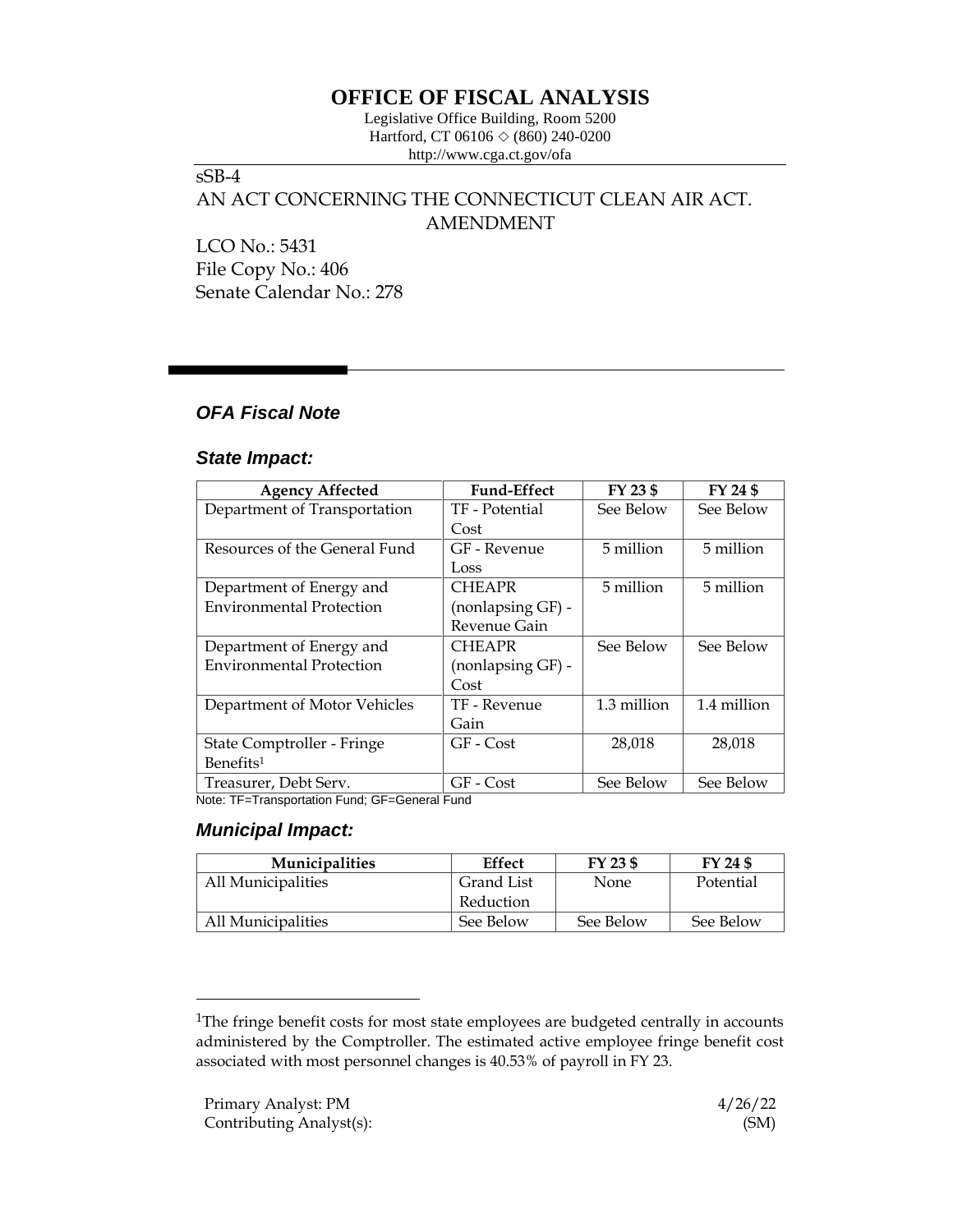# OFFICE OF FISCAL ANALYSIS

Legislative Office Building, Room 5200
Hartford, CT 06106 ◇ (860) 240-0200
http://www.cga.ct.gov/ofa

sSB-4
AN ACT CONCERNING THE CONNECTICUT CLEAN AIR ACT.
AMENDMENT

LCO No.: 5431
File Copy No.: 406
Senate Calendar No.: 278

## *OFA Fiscal Note*

### *State Impact:*

| Agency Affected | Fund-Effect | FY 23 $ | FY 24 $ |
|---|---|---|---|
| Department of Transportation | TF - Potential Cost | See Below | See Below |
| Resources of the General Fund | GF - Revenue Loss | 5 million | 5 million |
| Department of Energy and Environmental Protection | CHEAPR (nonlapsing GF) - Revenue Gain | 5 million | 5 million |
| Department of Energy and Environmental Protection | CHEAPR (nonlapsing GF) - Cost | See Below | See Below |
| Department of Motor Vehicles | TF - Revenue Gain | 1.3 million | 1.4 million |
| State Comptroller - Fringe Benefits[1] | GF - Cost | 28,018 | 28,018 |
| Treasurer, Debt Serv. | GF - Cost | See Below | See Below |

Note: TF=Transportation Fund; GF=General Fund

### *Municipal Impact:*

| Municipalities | Effect | FY 23 $ | FY 24 $ |
|---|---|---|---|
| All Municipalities | Grand List Reduction | None | Potential |
| All Municipalities | See Below | See Below | See Below |

[1]The fringe benefit costs for most state employees are budgeted centrally in accounts administered by the Comptroller. The estimated active employee fringe benefit cost associated with most personnel changes is 40.53% of payroll in FY 23.

Primary Analyst: PM 4/26/22
Contributing Analyst(s): (SM)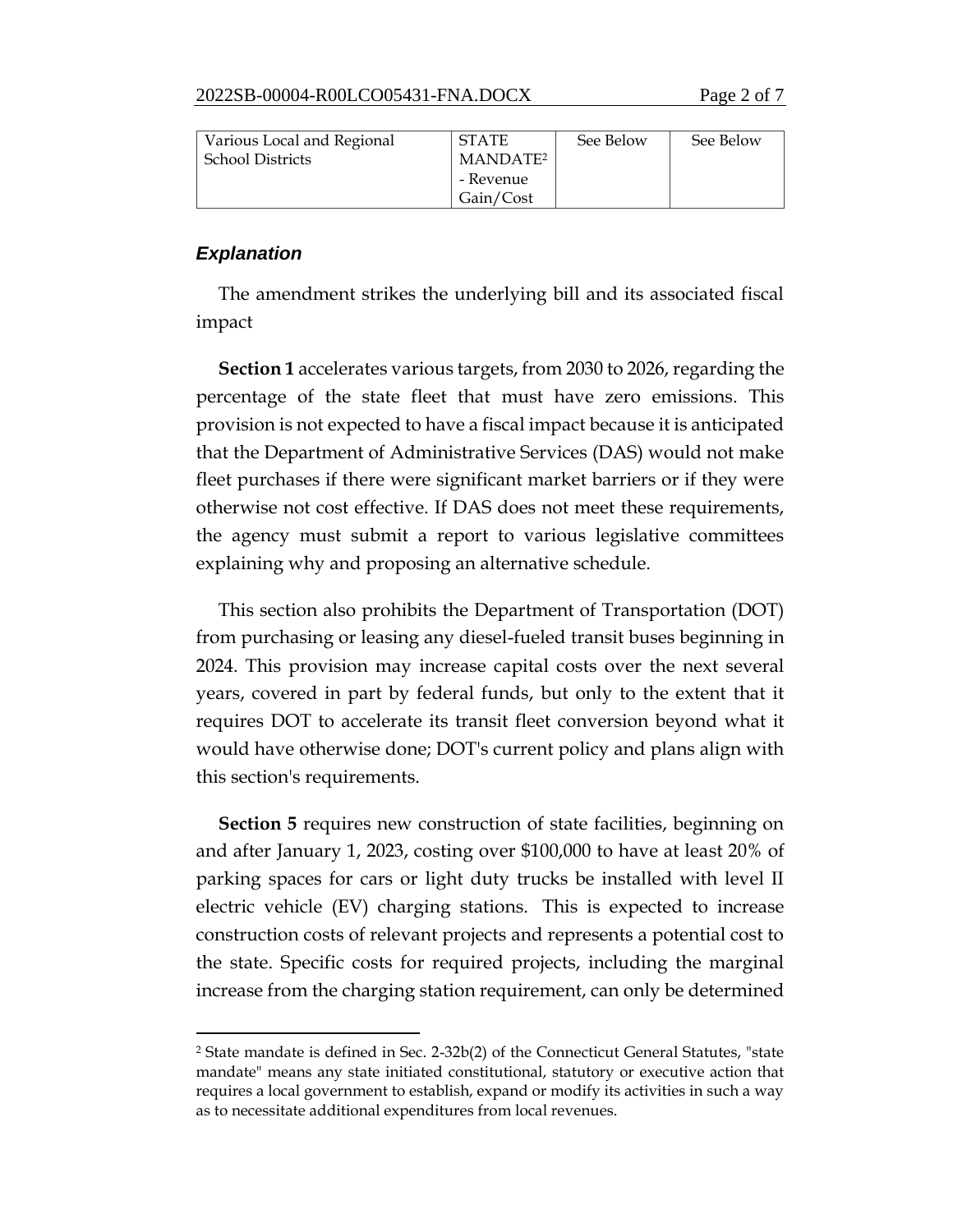| Various Local and Regional School Districts | STATE MANDATE[2] - Revenue Gain/Cost | See Below | See Below |
|---|---|---|---|

### Explanation

The amendment strikes the underlying bill and its associated fiscal impact

**Section 1** accelerates various targets, from 2030 to 2026, regarding the percentage of the state fleet that must have zero emissions. This provision is not expected to have a fiscal impact because it is anticipated that the Department of Administrative Services (DAS) would not make fleet purchases if there were significant market barriers or if they were otherwise not cost effective. If DAS does not meet these requirements, the agency must submit a report to various legislative committees explaining why and proposing an alternative schedule.

This section also prohibits the Department of Transportation (DOT) from purchasing or leasing any diesel-fueled transit buses beginning in 2024. This provision may increase capital costs over the next several years, covered in part by federal funds, but only to the extent that it requires DOT to accelerate its transit fleet conversion beyond what it would have otherwise done; DOT's current policy and plans align with this section's requirements.

**Section 5** requires new construction of state facilities, beginning on and after January 1, 2023, costing over $100,000 to have at least 20% of parking spaces for cars or light duty trucks be installed with level II electric vehicle (EV) charging stations. This is expected to increase construction costs of relevant projects and represents a potential cost to the state. Specific costs for required projects, including the marginal increase from the charging station requirement, can only be determined

[2] State mandate is defined in Sec. 2-32b(2) of the Connecticut General Statutes, "state mandate" means any state initiated constitutional, statutory or executive action that requires a local government to establish, expand or modify its activities in such a way as to necessitate additional expenditures from local revenues.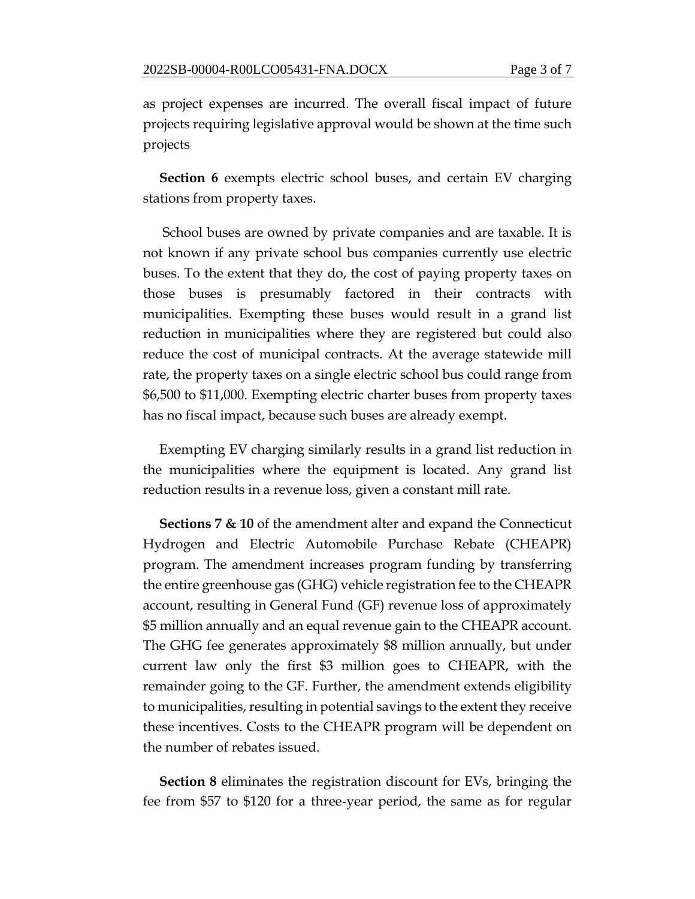as project expenses are incurred. The overall fiscal impact of future projects requiring legislative approval would be shown at the time such projects

**Section 6** exempts electric school buses, and certain EV charging stations from property taxes.

School buses are owned by private companies and are taxable. It is not known if any private school bus companies currently use electric buses. To the extent that they do, the cost of paying property taxes on those buses is presumably factored in their contracts with municipalities. Exempting these buses would result in a grand list reduction in municipalities where they are registered but could also reduce the cost of municipal contracts. At the average statewide mill rate, the property taxes on a single electric school bus could range from $6,500 to $11,000. Exempting electric charter buses from property taxes has no fiscal impact, because such buses are already exempt.

Exempting EV charging similarly results in a grand list reduction in the municipalities where the equipment is located. Any grand list reduction results in a revenue loss, given a constant mill rate.

**Sections 7 & 10** of the amendment alter and expand the Connecticut Hydrogen and Electric Automobile Purchase Rebate (CHEAPR) program. The amendment increases program funding by transferring the entire greenhouse gas (GHG) vehicle registration fee to the CHEAPR account, resulting in General Fund (GF) revenue loss of approximately $5 million annually and an equal revenue gain to the CHEAPR account. The GHG fee generates approximately $8 million annually, but under current law only the first $3 million goes to CHEAPR, with the remainder going to the GF. Further, the amendment extends eligibility to municipalities, resulting in potential savings to the extent they receive these incentives. Costs to the CHEAPR program will be dependent on the number of rebates issued.

**Section 8** eliminates the registration discount for EVs, bringing the fee from $57 to $120 for a three-year period, the same as for regular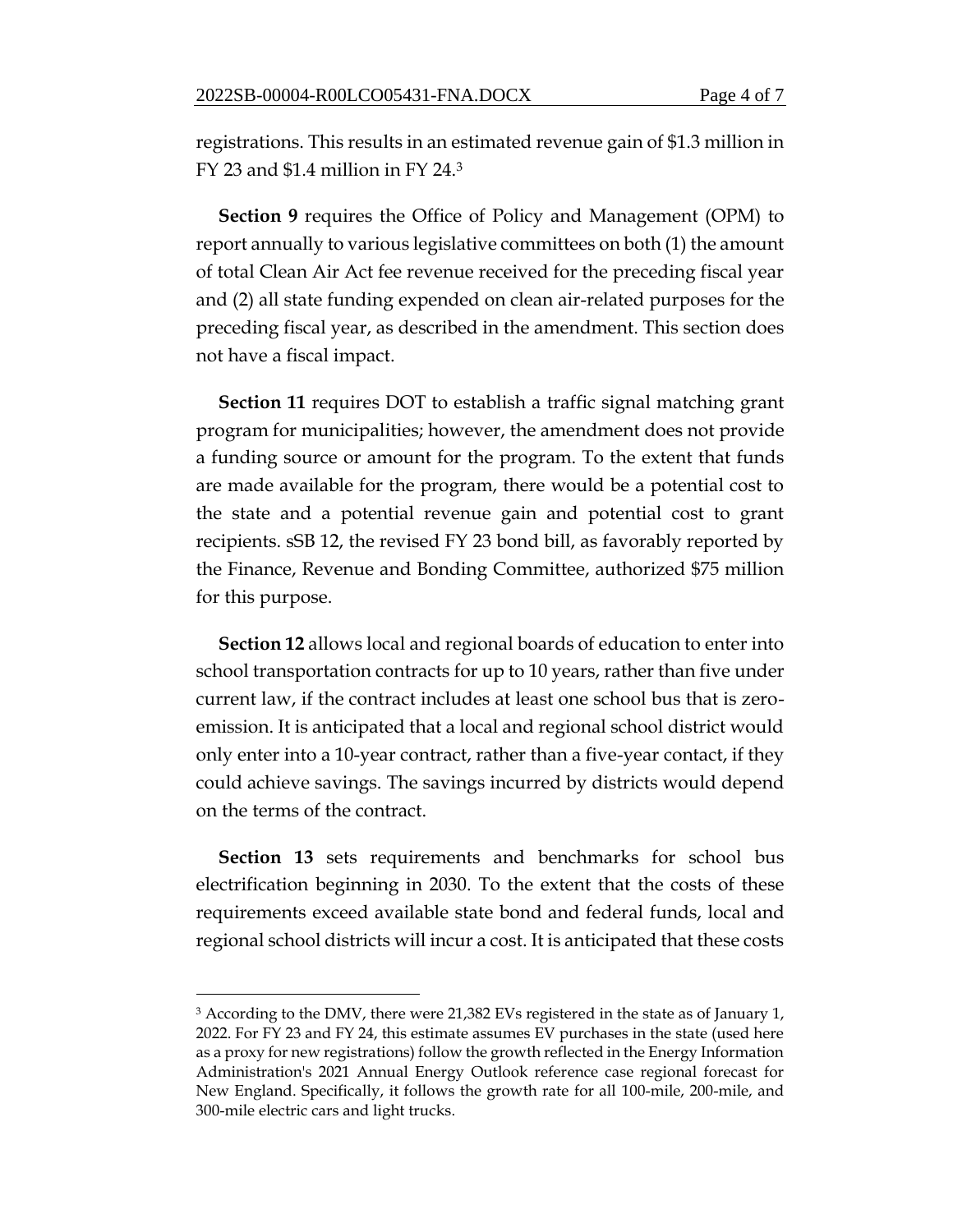registrations. This results in an estimated revenue gain of $1.3 million in FY 23 and $1.4 million in FY 24.[3]

**Section 9** requires the Office of Policy and Management (OPM) to report annually to various legislative committees on both (1) the amount of total Clean Air Act fee revenue received for the preceding fiscal year and (2) all state funding expended on clean air-related purposes for the preceding fiscal year, as described in the amendment. This section does not have a fiscal impact.

**Section 11** requires DOT to establish a traffic signal matching grant program for municipalities; however, the amendment does not provide a funding source or amount for the program. To the extent that funds are made available for the program, there would be a potential cost to the state and a potential revenue gain and potential cost to grant recipients. sSB 12, the revised FY 23 bond bill, as favorably reported by the Finance, Revenue and Bonding Committee, authorized $75 million for this purpose.

**Section 12** allows local and regional boards of education to enter into school transportation contracts for up to 10 years, rather than five under current law, if the contract includes at least one school bus that is zero-emission. It is anticipated that a local and regional school district would only enter into a 10-year contract, rather than a five-year contact, if they could achieve savings. The savings incurred by districts would depend on the terms of the contract.

**Section 13** sets requirements and benchmarks for school bus electrification beginning in 2030. To the extent that the costs of these requirements exceed available state bond and federal funds, local and regional school districts will incur a cost. It is anticipated that these costs

---

[3] According to the DMV, there were 21,382 EVs registered in the state as of January 1, 2022. For FY 23 and FY 24, this estimate assumes EV purchases in the state (used here as a proxy for new registrations) follow the growth reflected in the Energy Information Administration's 2021 Annual Energy Outlook reference case regional forecast for New England. Specifically, it follows the growth rate for all 100-mile, 200-mile, and 300-mile electric cars and light trucks.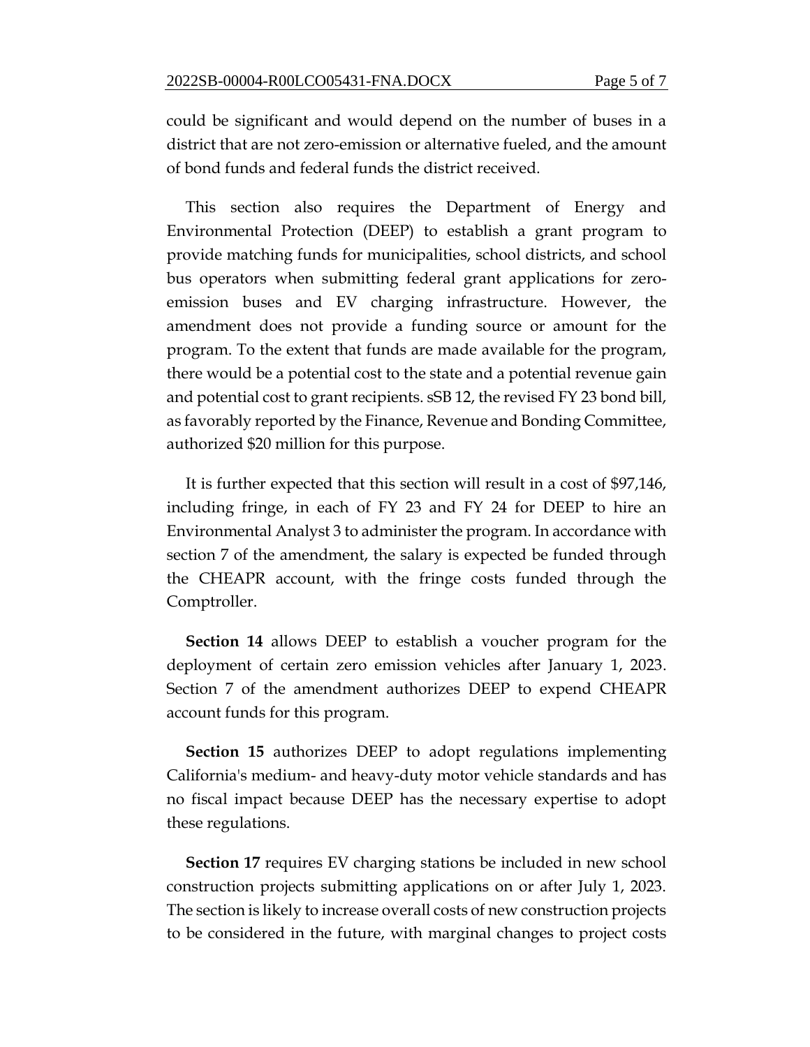could be significant and would depend on the number of buses in a district that are not zero-emission or alternative fueled, and the amount of bond funds and federal funds the district received.

This section also requires the Department of Energy and Environmental Protection (DEEP) to establish a grant program to provide matching funds for municipalities, school districts, and school bus operators when submitting federal grant applications for zero-emission buses and EV charging infrastructure. However, the amendment does not provide a funding source or amount for the program. To the extent that funds are made available for the program, there would be a potential cost to the state and a potential revenue gain and potential cost to grant recipients. sSB 12, the revised FY 23 bond bill, as favorably reported by the Finance, Revenue and Bonding Committee, authorized $20 million for this purpose.

It is further expected that this section will result in a cost of $97,146, including fringe, in each of FY 23 and FY 24 for DEEP to hire an Environmental Analyst 3 to administer the program. In accordance with section 7 of the amendment, the salary is expected be funded through the CHEAPR account, with the fringe costs funded through the Comptroller.

**Section 14** allows DEEP to establish a voucher program for the deployment of certain zero emission vehicles after January 1, 2023. Section 7 of the amendment authorizes DEEP to expend CHEAPR account funds for this program.

**Section 15** authorizes DEEP to adopt regulations implementing California's medium- and heavy-duty motor vehicle standards and has no fiscal impact because DEEP has the necessary expertise to adopt these regulations.

**Section 17** requires EV charging stations be included in new school construction projects submitting applications on or after July 1, 2023. The section is likely to increase overall costs of new construction projects to be considered in the future, with marginal changes to project costs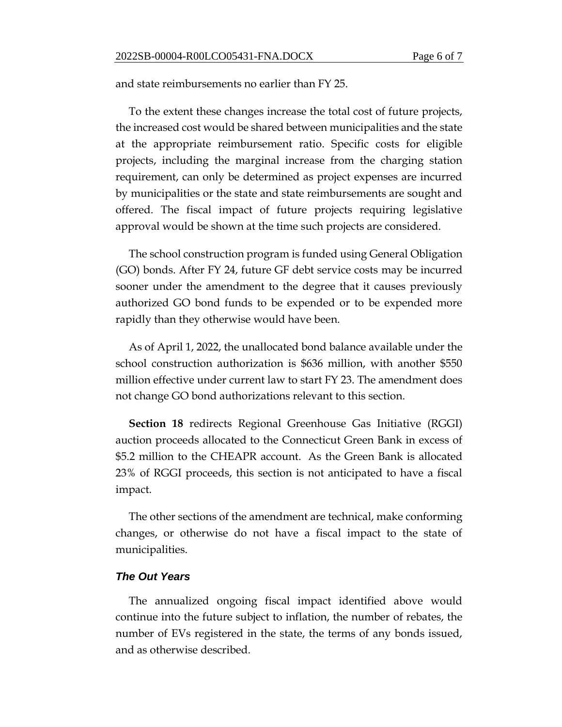and state reimbursements no earlier than FY 25.

To the extent these changes increase the total cost of future projects, the increased cost would be shared between municipalities and the state at the appropriate reimbursement ratio. Specific costs for eligible projects, including the marginal increase from the charging station requirement, can only be determined as project expenses are incurred by municipalities or the state and state reimbursements are sought and offered. The fiscal impact of future projects requiring legislative approval would be shown at the time such projects are considered.

The school construction program is funded using General Obligation (GO) bonds. After FY 24, future GF debt service costs may be incurred sooner under the amendment to the degree that it causes previously authorized GO bond funds to be expended or to be expended more rapidly than they otherwise would have been.

As of April 1, 2022, the unallocated bond balance available under the school construction authorization is $636 million, with another $550 million effective under current law to start FY 23. The amendment does not change GO bond authorizations relevant to this section.

**Section 18** redirects Regional Greenhouse Gas Initiative (RGGI) auction proceeds allocated to the Connecticut Green Bank in excess of $5.2 million to the CHEAPR account. As the Green Bank is allocated 23% of RGGI proceeds, this section is not anticipated to have a fiscal impact.

The other sections of the amendment are technical, make conforming changes, or otherwise do not have a fiscal impact to the state of municipalities.

### *The Out Years*

The annualized ongoing fiscal impact identified above would continue into the future subject to inflation, the number of rebates, the number of EVs registered in the state, the terms of any bonds issued, and as otherwise described.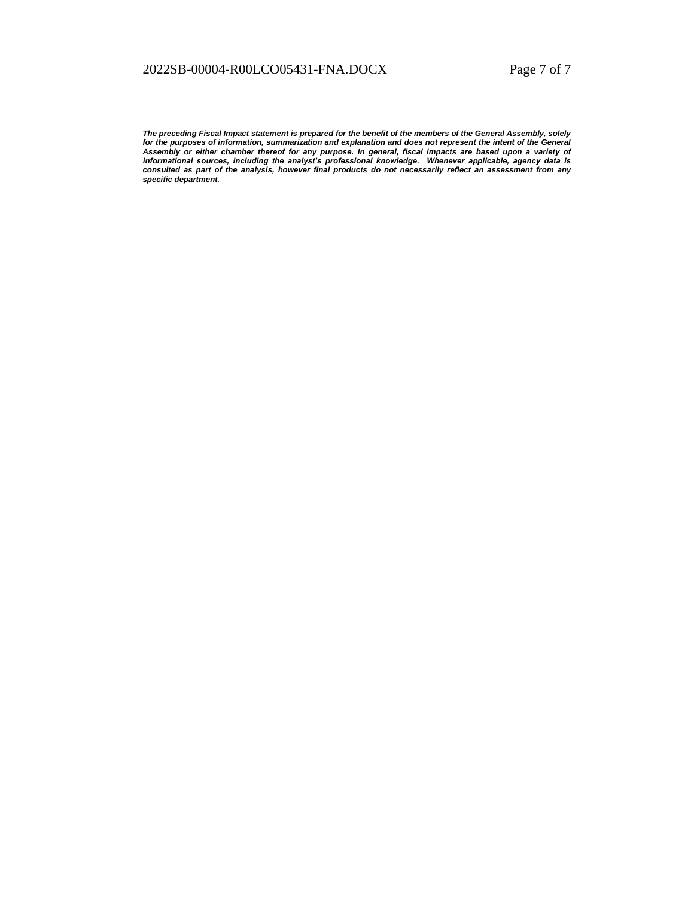***The preceding Fiscal Impact statement is prepared for the benefit of the members of the General Assembly, solely for the purposes of information, summarization and explanation and does not represent the intent of the General Assembly or either chamber thereof for any purpose. In general, fiscal impacts are based upon a variety of informational sources, including the analyst's professional knowledge. Whenever applicable, agency data is consulted as part of the analysis, however final products do not necessarily reflect an assessment from any specific department.***